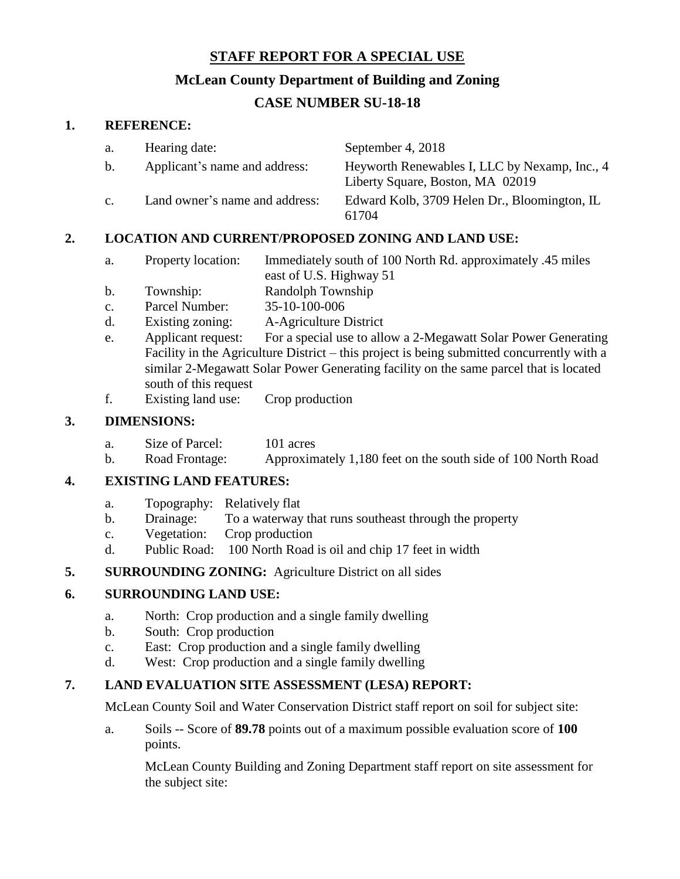# STAFF REPORT FOR A SPECIAL USE

## McLean County Department of Building and Zoning

## CASE NUMBER SU-18-18

**1. REFERENCE:**

a. Hearing date: September 4, 2018

b. Applicant's name and address: Heyworth Renewables I, LLC by Nexamp, Inc., 4 Liberty Square, Boston, MA 02019

c. Land owner's name and address: Edward Kolb, 3709 Helen Dr., Bloomington, IL 61704

**2. LOCATION AND CURRENT/PROPOSED ZONING AND LAND USE:**

a. Property location: Immediately south of 100 North Rd. approximately .45 miles east of U.S. Highway 51

b. Township: Randolph Township

c. Parcel Number: 35-10-100-006

d. Existing zoning: A-Agriculture District

e. Applicant request: For a special use to allow a 2-Megawatt Solar Power Generating Facility in the Agriculture District – this project is being submitted concurrently with a similar 2-Megawatt Solar Power Generating facility on the same parcel that is located south of this request

f. Existing land use: Crop production

**3. DIMENSIONS:**

a. Size of Parcel: 101 acres

b. Road Frontage: Approximately 1,180 feet on the south side of 100 North Road

**4. EXISTING LAND FEATURES:**

a. Topography: Relatively flat

b. Drainage: To a waterway that runs southeast through the property

c. Vegetation: Crop production

d. Public Road: 100 North Road is oil and chip 17 feet in width

**5. SURROUNDING ZONING:** Agriculture District on all sides

**6. SURROUNDING LAND USE:**

a. North: Crop production and a single family dwelling

b. South: Crop production

c. East: Crop production and a single family dwelling

d. West: Crop production and a single family dwelling

**7. LAND EVALUATION SITE ASSESSMENT (LESA) REPORT:**

McLean County Soil and Water Conservation District staff report on soil for subject site:

a. Soils -- Score of **89.78** points out of a maximum possible evaluation score of **100** points.

McLean County Building and Zoning Department staff report on site assessment for the subject site: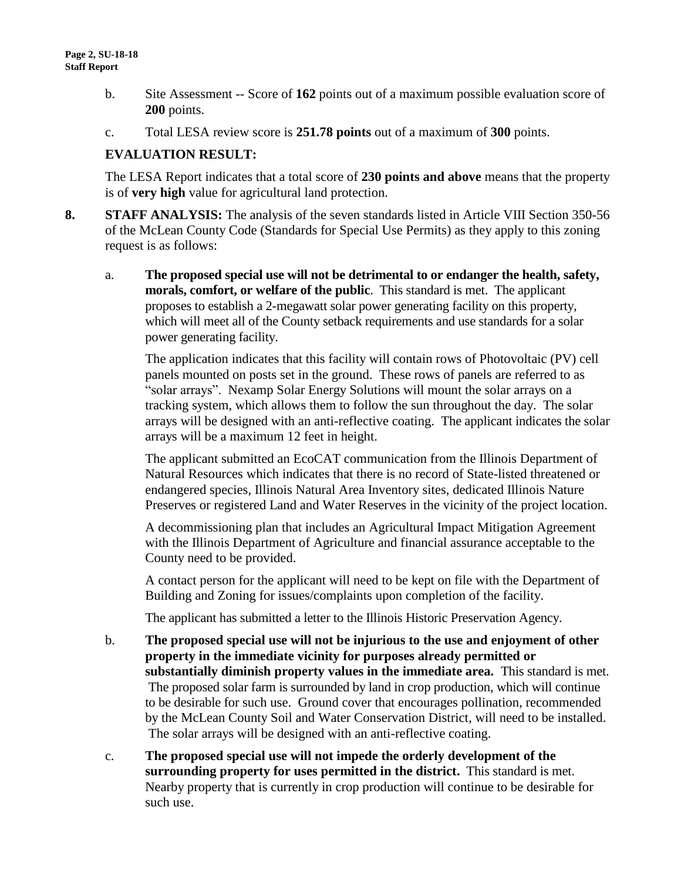b. Site Assessment -- Score of **162** points out of a maximum possible evaluation score of **200** points.

c. Total LESA review score is **251.78 points** out of a maximum of **300** points.

**EVALUATION RESULT:**

The LESA Report indicates that a total score of **230 points and above** means that the property is of **very high** value for agricultural land protection.

**8. STAFF ANALYSIS:** The analysis of the seven standards listed in Article VIII Section 350-56 of the McLean County Code (Standards for Special Use Permits) as they apply to this zoning request is as follows:

a. **The proposed special use will not be detrimental to or endanger the health, safety, morals, comfort, or welfare of the public**. This standard is met. The applicant proposes to establish a 2-megawatt solar power generating facility on this property, which will meet all of the County setback requirements and use standards for a solar power generating facility.

The application indicates that this facility will contain rows of Photovoltaic (PV) cell panels mounted on posts set in the ground. These rows of panels are referred to as "solar arrays". Nexamp Solar Energy Solutions will mount the solar arrays on a tracking system, which allows them to follow the sun throughout the day. The solar arrays will be designed with an anti-reflective coating. The applicant indicates the solar arrays will be a maximum 12 feet in height.

The applicant submitted an EcoCAT communication from the Illinois Department of Natural Resources which indicates that there is no record of State-listed threatened or endangered species, Illinois Natural Area Inventory sites, dedicated Illinois Nature Preserves or registered Land and Water Reserves in the vicinity of the project location.

A decommissioning plan that includes an Agricultural Impact Mitigation Agreement with the Illinois Department of Agriculture and financial assurance acceptable to the County need to be provided.

A contact person for the applicant will need to be kept on file with the Department of Building and Zoning for issues/complaints upon completion of the facility.

The applicant has submitted a letter to the Illinois Historic Preservation Agency.

b. **The proposed special use will not be injurious to the use and enjoyment of other property in the immediate vicinity for purposes already permitted or substantially diminish property values in the immediate area.** This standard is met. The proposed solar farm is surrounded by land in crop production, which will continue to be desirable for such use. Ground cover that encourages pollination, recommended by the McLean County Soil and Water Conservation District, will need to be installed. The solar arrays will be designed with an anti-reflective coating.

c. **The proposed special use will not impede the orderly development of the surrounding property for uses permitted in the district.** This standard is met. Nearby property that is currently in crop production will continue to be desirable for such use.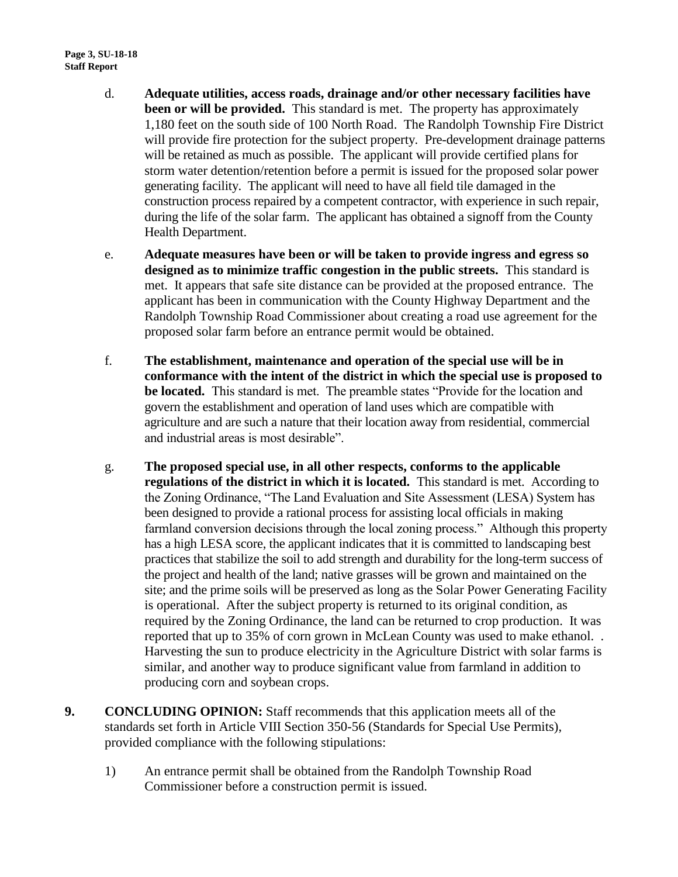d. **Adequate utilities, access roads, drainage and/or other necessary facilities have been or will be provided.** This standard is met. The property has approximately 1,180 feet on the south side of 100 North Road. The Randolph Township Fire District will provide fire protection for the subject property. Pre-development drainage patterns will be retained as much as possible. The applicant will provide certified plans for storm water detention/retention before a permit is issued for the proposed solar power generating facility. The applicant will need to have all field tile damaged in the construction process repaired by a competent contractor, with experience in such repair, during the life of the solar farm. The applicant has obtained a signoff from the County Health Department.

e. **Adequate measures have been or will be taken to provide ingress and egress so designed as to minimize traffic congestion in the public streets.** This standard is met. It appears that safe site distance can be provided at the proposed entrance. The applicant has been in communication with the County Highway Department and the Randolph Township Road Commissioner about creating a road use agreement for the proposed solar farm before an entrance permit would be obtained.

f. **The establishment, maintenance and operation of the special use will be in conformance with the intent of the district in which the special use is proposed to be located.** This standard is met. The preamble states "Provide for the location and govern the establishment and operation of land uses which are compatible with agriculture and are such a nature that their location away from residential, commercial and industrial areas is most desirable".

g. **The proposed special use, in all other respects, conforms to the applicable regulations of the district in which it is located.** This standard is met. According to the Zoning Ordinance, "The Land Evaluation and Site Assessment (LESA) System has been designed to provide a rational process for assisting local officials in making farmland conversion decisions through the local zoning process." Although this property has a high LESA score, the applicant indicates that it is committed to landscaping best practices that stabilize the soil to add strength and durability for the long-term success of the project and health of the land; native grasses will be grown and maintained on the site; and the prime soils will be preserved as long as the Solar Power Generating Facility is operational. After the subject property is returned to its original condition, as required by the Zoning Ordinance, the land can be returned to crop production. It was reported that up to 35% of corn grown in McLean County was used to make ethanol. . Harvesting the sun to produce electricity in the Agriculture District with solar farms is similar, and another way to produce significant value from farmland in addition to producing corn and soybean crops.

**9. CONCLUDING OPINION:** Staff recommends that this application meets all of the standards set forth in Article VIII Section 350-56 (Standards for Special Use Permits), provided compliance with the following stipulations:

1) An entrance permit shall be obtained from the Randolph Township Road Commissioner before a construction permit is issued.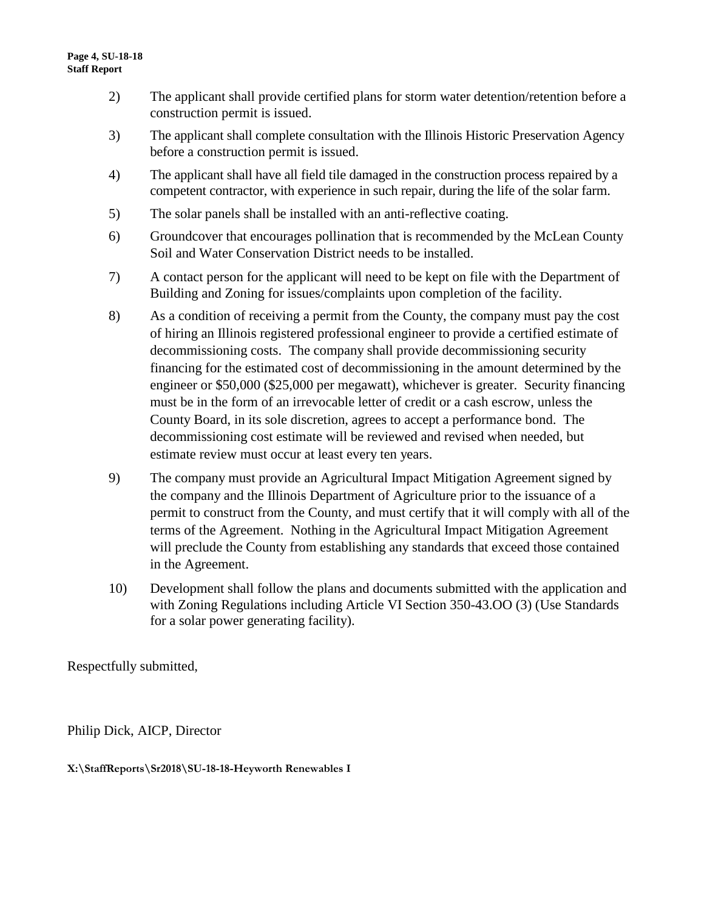2) The applicant shall provide certified plans for storm water detention/retention before a construction permit is issued.

3) The applicant shall complete consultation with the Illinois Historic Preservation Agency before a construction permit is issued.

4) The applicant shall have all field tile damaged in the construction process repaired by a competent contractor, with experience in such repair, during the life of the solar farm.

5) The solar panels shall be installed with an anti-reflective coating.

6) Groundcover that encourages pollination that is recommended by the McLean County Soil and Water Conservation District needs to be installed.

7) A contact person for the applicant will need to be kept on file with the Department of Building and Zoning for issues/complaints upon completion of the facility.

8) As a condition of receiving a permit from the County, the company must pay the cost of hiring an Illinois registered professional engineer to provide a certified estimate of decommissioning costs. The company shall provide decommissioning security financing for the estimated cost of decommissioning in the amount determined by the engineer or $50,000 ($25,000 per megawatt), whichever is greater. Security financing must be in the form of an irrevocable letter of credit or a cash escrow, unless the County Board, in its sole discretion, agrees to accept a performance bond. The decommissioning cost estimate will be reviewed and revised when needed, but estimate review must occur at least every ten years.

9) The company must provide an Agricultural Impact Mitigation Agreement signed by the company and the Illinois Department of Agriculture prior to the issuance of a permit to construct from the County, and must certify that it will comply with all of the terms of the Agreement. Nothing in the Agricultural Impact Mitigation Agreement will preclude the County from establishing any standards that exceed those contained in the Agreement.

10) Development shall follow the plans and documents submitted with the application and with Zoning Regulations including Article VI Section 350-43.OO (3) (Use Standards for a solar power generating facility).

Respectfully submitted,

Philip Dick, AICP, Director

**X:\StaffReports\Sr2018\SU-18-18-Heyworth Renewables I**